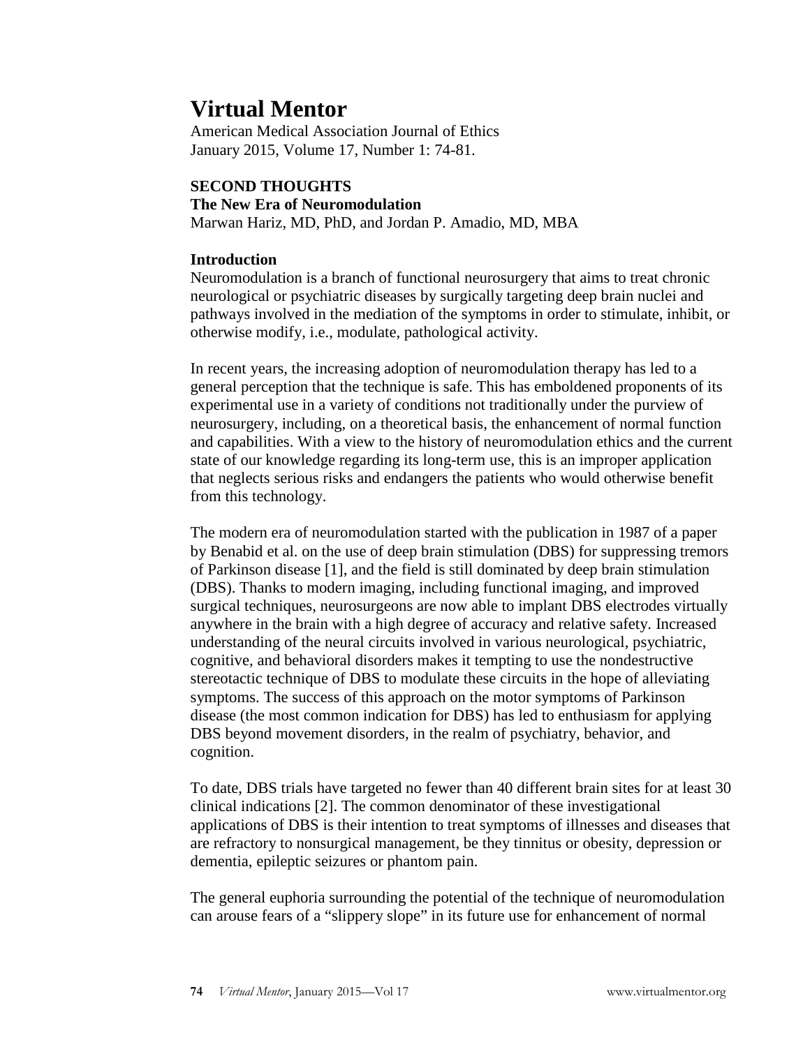# Virtual Mentor

American Medical Association Journal of Ethics
January 2015, Volume 17, Number 1: 74-81.

**SECOND THOUGHTS**
**The New Era of Neuromodulation**
Marwan Hariz, MD, PhD, and Jordan P. Amadio, MD, MBA

## Introduction

Neuromodulation is a branch of functional neurosurgery that aims to treat chronic neurological or psychiatric diseases by surgically targeting deep brain nuclei and pathways involved in the mediation of the symptoms in order to stimulate, inhibit, or otherwise modify, i.e., modulate, pathological activity.

In recent years, the increasing adoption of neuromodulation therapy has led to a general perception that the technique is safe. This has emboldened proponents of its experimental use in a variety of conditions not traditionally under the purview of neurosurgery, including, on a theoretical basis, the enhancement of normal function and capabilities. With a view to the history of neuromodulation ethics and the current state of our knowledge regarding its long-term use, this is an improper application that neglects serious risks and endangers the patients who would otherwise benefit from this technology.

The modern era of neuromodulation started with the publication in 1987 of a paper by Benabid et al. on the use of deep brain stimulation (DBS) for suppressing tremors of Parkinson disease [1], and the field is still dominated by deep brain stimulation (DBS). Thanks to modern imaging, including functional imaging, and improved surgical techniques, neurosurgeons are now able to implant DBS electrodes virtually anywhere in the brain with a high degree of accuracy and relative safety. Increased understanding of the neural circuits involved in various neurological, psychiatric, cognitive, and behavioral disorders makes it tempting to use the nondestructive stereotactic technique of DBS to modulate these circuits in the hope of alleviating symptoms. The success of this approach on the motor symptoms of Parkinson disease (the most common indication for DBS) has led to enthusiasm for applying DBS beyond movement disorders, in the realm of psychiatry, behavior, and cognition.

To date, DBS trials have targeted no fewer than 40 different brain sites for at least 30 clinical indications [2]. The common denominator of these investigational applications of DBS is their intention to treat symptoms of illnesses and diseases that are refractory to nonsurgical management, be they tinnitus or obesity, depression or dementia, epileptic seizures or phantom pain.

The general euphoria surrounding the potential of the technique of neuromodulation can arouse fears of a "slippery slope" in its future use for enhancement of normal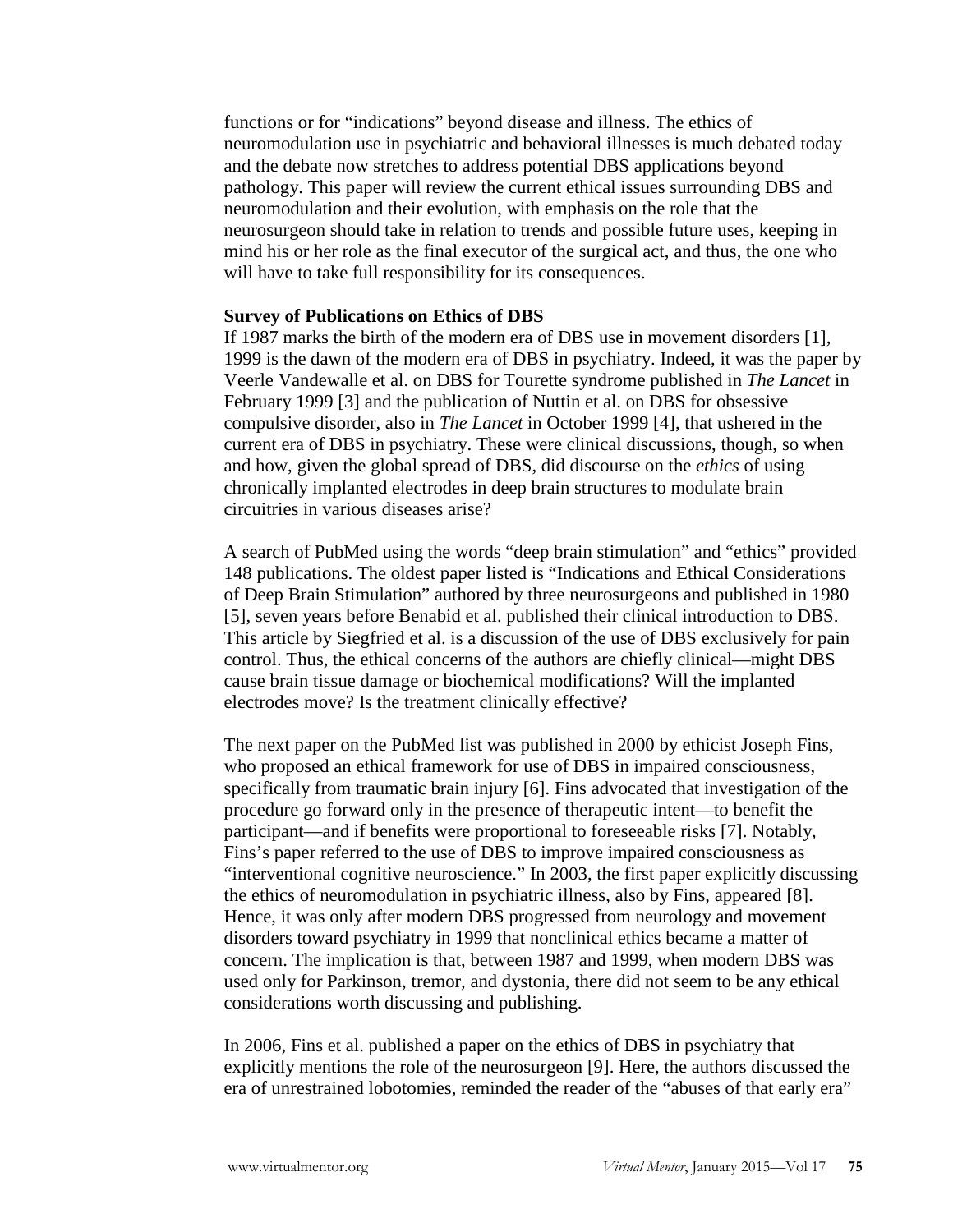functions or for "indications" beyond disease and illness. The ethics of neuromodulation use in psychiatric and behavioral illnesses is much debated today and the debate now stretches to address potential DBS applications beyond pathology. This paper will review the current ethical issues surrounding DBS and neuromodulation and their evolution, with emphasis on the role that the neurosurgeon should take in relation to trends and possible future uses, keeping in mind his or her role as the final executor of the surgical act, and thus, the one who will have to take full responsibility for its consequences.

**Survey of Publications on Ethics of DBS**

If 1987 marks the birth of the modern era of DBS use in movement disorders [1], 1999 is the dawn of the modern era of DBS in psychiatry. Indeed, it was the paper by Veerle Vandewalle et al. on DBS for Tourette syndrome published in *The Lancet* in February 1999 [3] and the publication of Nuttin et al. on DBS for obsessive compulsive disorder, also in *The Lancet* in October 1999 [4], that ushered in the current era of DBS in psychiatry. These were clinical discussions, though, so when and how, given the global spread of DBS, did discourse on the *ethics* of using chronically implanted electrodes in deep brain structures to modulate brain circuitries in various diseases arise?

A search of PubMed using the words "deep brain stimulation" and "ethics" provided 148 publications. The oldest paper listed is "Indications and Ethical Considerations of Deep Brain Stimulation" authored by three neurosurgeons and published in 1980 [5], seven years before Benabid et al. published their clinical introduction to DBS. This article by Siegfried et al. is a discussion of the use of DBS exclusively for pain control. Thus, the ethical concerns of the authors are chiefly clinical—might DBS cause brain tissue damage or biochemical modifications? Will the implanted electrodes move? Is the treatment clinically effective?

The next paper on the PubMed list was published in 2000 by ethicist Joseph Fins, who proposed an ethical framework for use of DBS in impaired consciousness, specifically from traumatic brain injury [6]. Fins advocated that investigation of the procedure go forward only in the presence of therapeutic intent—to benefit the participant—and if benefits were proportional to foreseeable risks [7]. Notably, Fins's paper referred to the use of DBS to improve impaired consciousness as "interventional cognitive neuroscience." In 2003, the first paper explicitly discussing the ethics of neuromodulation in psychiatric illness, also by Fins, appeared [8]. Hence, it was only after modern DBS progressed from neurology and movement disorders toward psychiatry in 1999 that nonclinical ethics became a matter of concern. The implication is that, between 1987 and 1999, when modern DBS was used only for Parkinson, tremor, and dystonia, there did not seem to be any ethical considerations worth discussing and publishing.

In 2006, Fins et al. published a paper on the ethics of DBS in psychiatry that explicitly mentions the role of the neurosurgeon [9]. Here, the authors discussed the era of unrestrained lobotomies, reminded the reader of the "abuses of that early era"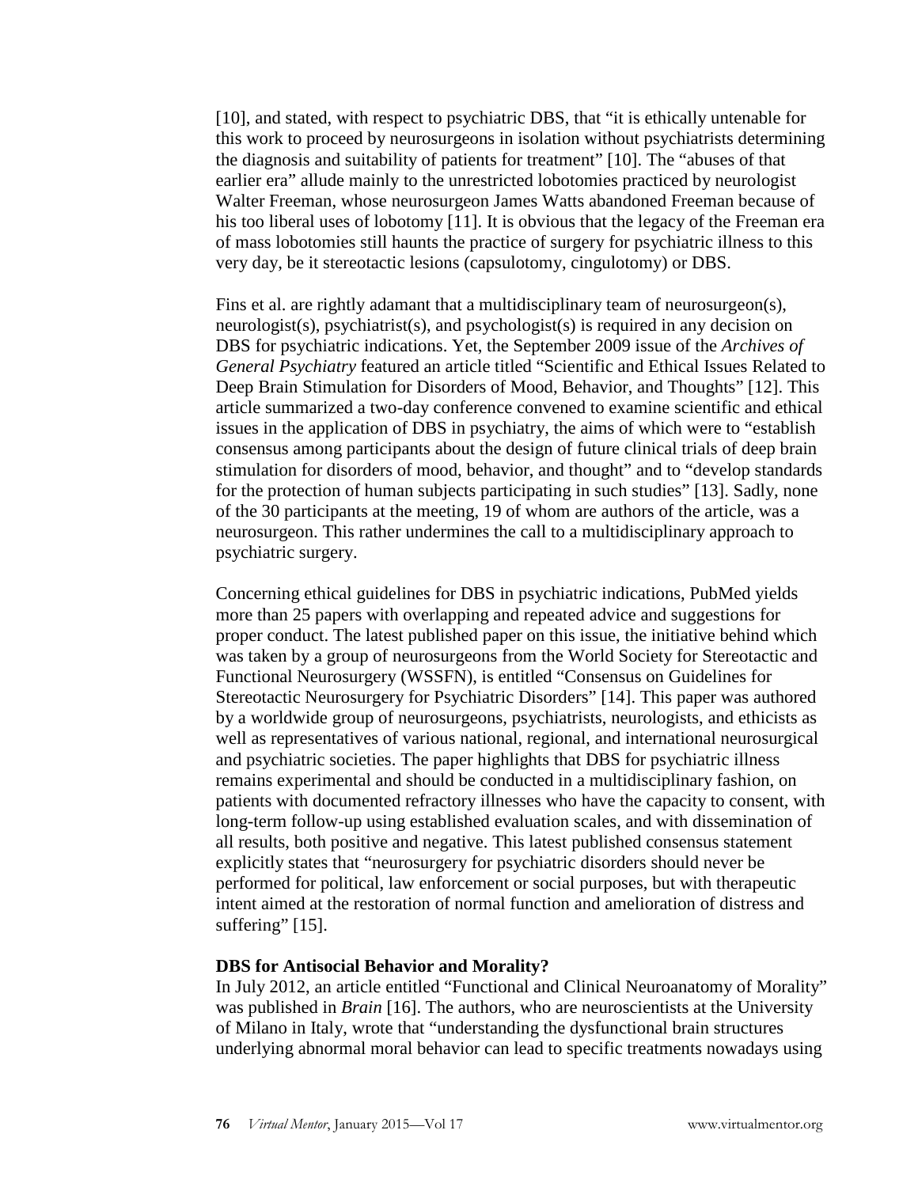[10], and stated, with respect to psychiatric DBS, that "it is ethically untenable for this work to proceed by neurosurgeons in isolation without psychiatrists determining the diagnosis and suitability of patients for treatment" [10]. The "abuses of that earlier era" allude mainly to the unrestricted lobotomies practiced by neurologist Walter Freeman, whose neurosurgeon James Watts abandoned Freeman because of his too liberal uses of lobotomy [11]. It is obvious that the legacy of the Freeman era of mass lobotomies still haunts the practice of surgery for psychiatric illness to this very day, be it stereotactic lesions (capsulotomy, cingulotomy) or DBS.

Fins et al. are rightly adamant that a multidisciplinary team of neurosurgeon(s), neurologist(s), psychiatrist(s), and psychologist(s) is required in any decision on DBS for psychiatric indications. Yet, the September 2009 issue of the *Archives of General Psychiatry* featured an article titled "Scientific and Ethical Issues Related to Deep Brain Stimulation for Disorders of Mood, Behavior, and Thoughts" [12]. This article summarized a two-day conference convened to examine scientific and ethical issues in the application of DBS in psychiatry, the aims of which were to "establish consensus among participants about the design of future clinical trials of deep brain stimulation for disorders of mood, behavior, and thought" and to "develop standards for the protection of human subjects participating in such studies" [13]. Sadly, none of the 30 participants at the meeting, 19 of whom are authors of the article, was a neurosurgeon. This rather undermines the call to a multidisciplinary approach to psychiatric surgery.

Concerning ethical guidelines for DBS in psychiatric indications, PubMed yields more than 25 papers with overlapping and repeated advice and suggestions for proper conduct. The latest published paper on this issue, the initiative behind which was taken by a group of neurosurgeons from the World Society for Stereotactic and Functional Neurosurgery (WSSFN), is entitled "Consensus on Guidelines for Stereotactic Neurosurgery for Psychiatric Disorders" [14]. This paper was authored by a worldwide group of neurosurgeons, psychiatrists, neurologists, and ethicists as well as representatives of various national, regional, and international neurosurgical and psychiatric societies. The paper highlights that DBS for psychiatric illness remains experimental and should be conducted in a multidisciplinary fashion, on patients with documented refractory illnesses who have the capacity to consent, with long-term follow-up using established evaluation scales, and with dissemination of all results, both positive and negative. This latest published consensus statement explicitly states that "neurosurgery for psychiatric disorders should never be performed for political, law enforcement or social purposes, but with therapeutic intent aimed at the restoration of normal function and amelioration of distress and suffering" [15].

**DBS for Antisocial Behavior and Morality?**

In July 2012, an article entitled "Functional and Clinical Neuroanatomy of Morality" was published in *Brain* [16]. The authors, who are neuroscientists at the University of Milano in Italy, wrote that "understanding the dysfunctional brain structures underlying abnormal moral behavior can lead to specific treatments nowadays using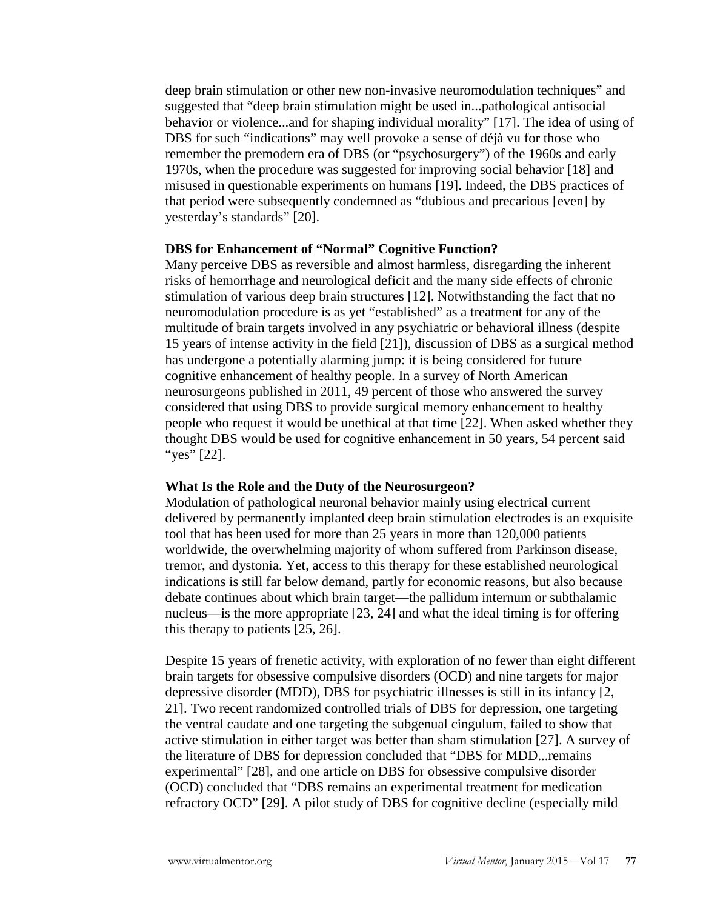deep brain stimulation or other new non-invasive neuromodulation techniques" and suggested that "deep brain stimulation might be used in...pathological antisocial behavior or violence...and for shaping individual morality" [17]. The idea of using of DBS for such "indications" may well provoke a sense of déjà vu for those who remember the premodern era of DBS (or "psychosurgery") of the 1960s and early 1970s, when the procedure was suggested for improving social behavior [18] and misused in questionable experiments on humans [19]. Indeed, the DBS practices of that period were subsequently condemned as "dubious and precarious [even] by yesterday's standards" [20].

**DBS for Enhancement of "Normal" Cognitive Function?**

Many perceive DBS as reversible and almost harmless, disregarding the inherent risks of hemorrhage and neurological deficit and the many side effects of chronic stimulation of various deep brain structures [12]. Notwithstanding the fact that no neuromodulation procedure is as yet "established" as a treatment for any of the multitude of brain targets involved in any psychiatric or behavioral illness (despite 15 years of intense activity in the field [21]), discussion of DBS as a surgical method has undergone a potentially alarming jump: it is being considered for future cognitive enhancement of healthy people. In a survey of North American neurosurgeons published in 2011, 49 percent of those who answered the survey considered that using DBS to provide surgical memory enhancement to healthy people who request it would be unethical at that time [22]. When asked whether they thought DBS would be used for cognitive enhancement in 50 years, 54 percent said "yes" [22].

**What Is the Role and the Duty of the Neurosurgeon?**

Modulation of pathological neuronal behavior mainly using electrical current delivered by permanently implanted deep brain stimulation electrodes is an exquisite tool that has been used for more than 25 years in more than 120,000 patients worldwide, the overwhelming majority of whom suffered from Parkinson disease, tremor, and dystonia. Yet, access to this therapy for these established neurological indications is still far below demand, partly for economic reasons, but also because debate continues about which brain target—the pallidum internum or subthalamic nucleus—is the more appropriate [23, 24] and what the ideal timing is for offering this therapy to patients [25, 26].

Despite 15 years of frenetic activity, with exploration of no fewer than eight different brain targets for obsessive compulsive disorders (OCD) and nine targets for major depressive disorder (MDD), DBS for psychiatric illnesses is still in its infancy [2, 21]. Two recent randomized controlled trials of DBS for depression, one targeting the ventral caudate and one targeting the subgenual cingulum, failed to show that active stimulation in either target was better than sham stimulation [27]. A survey of the literature of DBS for depression concluded that "DBS for MDD...remains experimental" [28], and one article on DBS for obsessive compulsive disorder (OCD) concluded that "DBS remains an experimental treatment for medication refractory OCD" [29]. A pilot study of DBS for cognitive decline (especially mild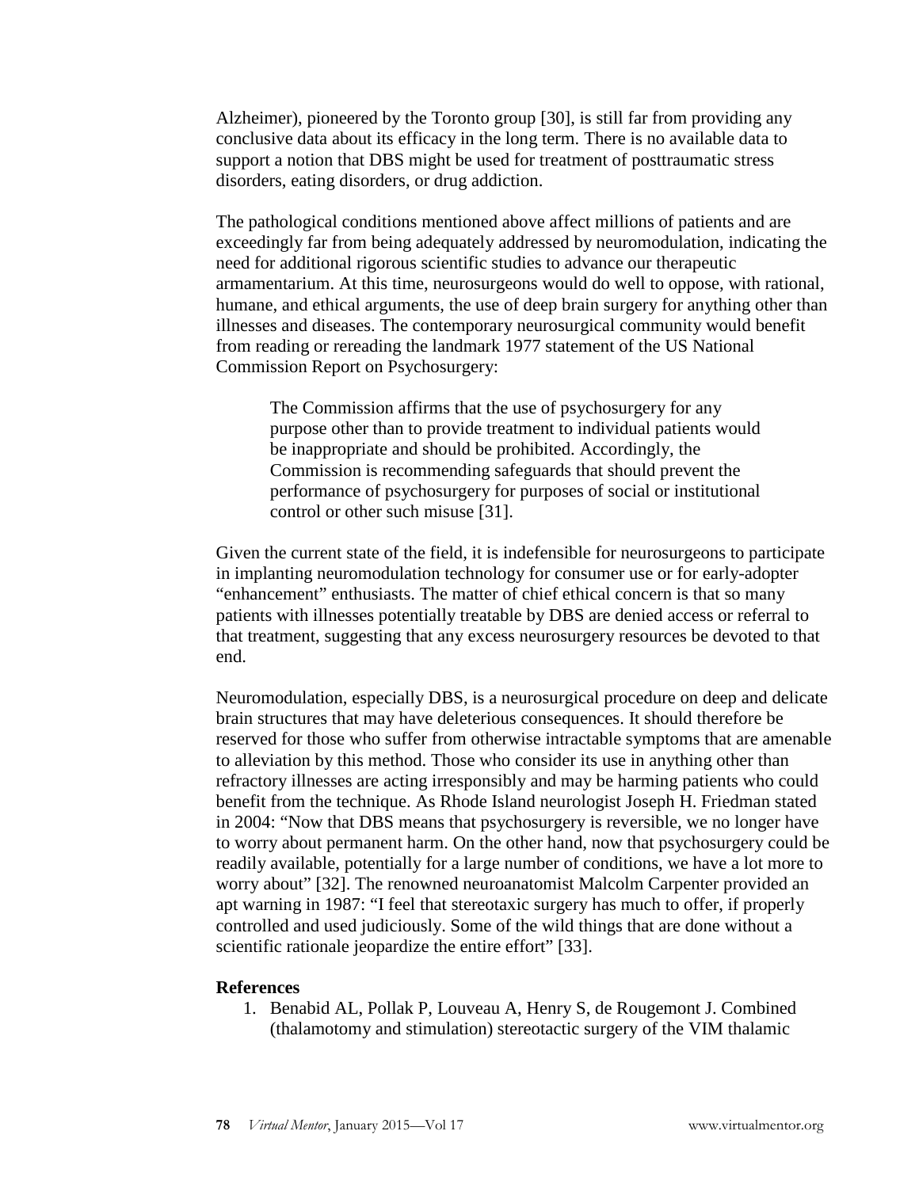Alzheimer), pioneered by the Toronto group [30], is still far from providing any conclusive data about its efficacy in the long term. There is no available data to support a notion that DBS might be used for treatment of posttraumatic stress disorders, eating disorders, or drug addiction.

The pathological conditions mentioned above affect millions of patients and are exceedingly far from being adequately addressed by neuromodulation, indicating the need for additional rigorous scientific studies to advance our therapeutic armamentarium. At this time, neurosurgeons would do well to oppose, with rational, humane, and ethical arguments, the use of deep brain surgery for anything other than illnesses and diseases. The contemporary neurosurgical community would benefit from reading or rereading the landmark 1977 statement of the US National Commission Report on Psychosurgery:

> The Commission affirms that the use of psychosurgery for any purpose other than to provide treatment to individual patients would be inappropriate and should be prohibited. Accordingly, the Commission is recommending safeguards that should prevent the performance of psychosurgery for purposes of social or institutional control or other such misuse [31].

Given the current state of the field, it is indefensible for neurosurgeons to participate in implanting neuromodulation technology for consumer use or for early-adopter "enhancement" enthusiasts. The matter of chief ethical concern is that so many patients with illnesses potentially treatable by DBS are denied access or referral to that treatment, suggesting that any excess neurosurgery resources be devoted to that end.

Neuromodulation, especially DBS, is a neurosurgical procedure on deep and delicate brain structures that may have deleterious consequences. It should therefore be reserved for those who suffer from otherwise intractable symptoms that are amenable to alleviation by this method. Those who consider its use in anything other than refractory illnesses are acting irresponsibly and may be harming patients who could benefit from the technique. As Rhode Island neurologist Joseph H. Friedman stated in 2004: "Now that DBS means that psychosurgery is reversible, we no longer have to worry about permanent harm. On the other hand, now that psychosurgery could be readily available, potentially for a large number of conditions, we have a lot more to worry about" [32]. The renowned neuroanatomist Malcolm Carpenter provided an apt warning in 1987: "I feel that stereotaxic surgery has much to offer, if properly controlled and used judiciously. Some of the wild things that are done without a scientific rationale jeopardize the entire effort" [33].

**References**

1. Benabid AL, Pollak P, Louveau A, Henry S, de Rougemont J. Combined (thalamotomy and stimulation) stereotactic surgery of the VIM thalamic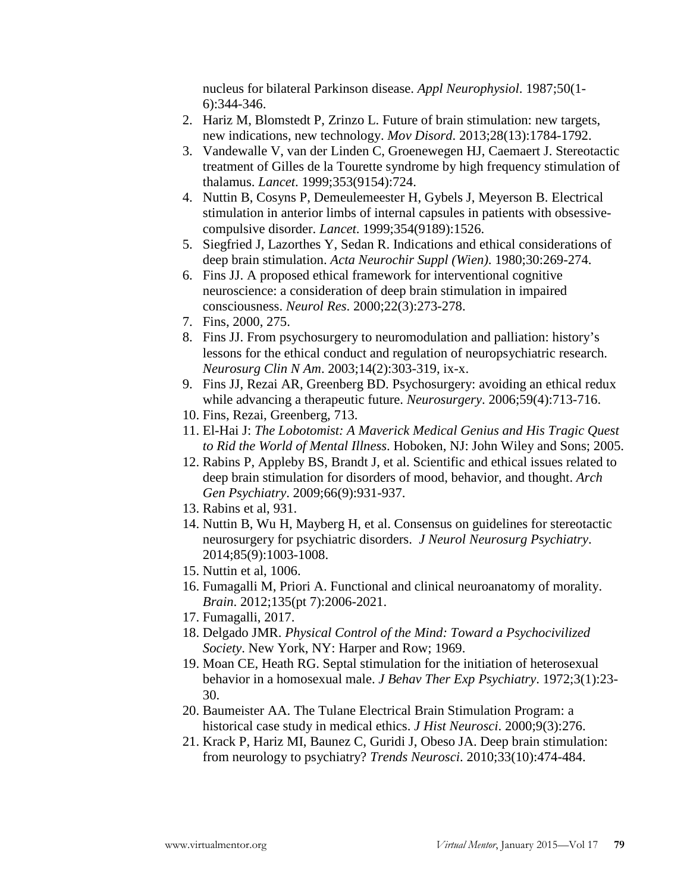nucleus for bilateral Parkinson disease. *Appl Neurophysiol*. 1987;50(1-6):344-346.

2. Hariz M, Blomstedt P, Zrinzo L. Future of brain stimulation: new targets, new indications, new technology. *Mov Disord*. 2013;28(13):1784-1792.
3. Vandewalle V, van der Linden C, Groenewegen HJ, Caemaert J. Stereotactic treatment of Gilles de la Tourette syndrome by high frequency stimulation of thalamus. *Lancet*. 1999;353(9154):724.
4. Nuttin B, Cosyns P, Demeulemeester H, Gybels J, Meyerson B. Electrical stimulation in anterior limbs of internal capsules in patients with obsessive-compulsive disorder. *Lancet*. 1999;354(9189):1526.
5. Siegfried J, Lazorthes Y, Sedan R. Indications and ethical considerations of deep brain stimulation. *Acta Neurochir Suppl (Wien)*. 1980;30:269-274.
6. Fins JJ. A proposed ethical framework for interventional cognitive neuroscience: a consideration of deep brain stimulation in impaired consciousness. *Neurol Res*. 2000;22(3):273-278.
7. Fins, 2000, 275.
8. Fins JJ. From psychosurgery to neuromodulation and palliation: history's lessons for the ethical conduct and regulation of neuropsychiatric research. *Neurosurg Clin N Am*. 2003;14(2):303-319, ix-x.
9. Fins JJ, Rezai AR, Greenberg BD. Psychosurgery: avoiding an ethical redux while advancing a therapeutic future. *Neurosurgery*. 2006;59(4):713-716.
10. Fins, Rezai, Greenberg, 713.
11. El-Hai J: *The Lobotomist: A Maverick Medical Genius and His Tragic Quest to Rid the World of Mental Illness*. Hoboken, NJ: John Wiley and Sons; 2005.
12. Rabins P, Appleby BS, Brandt J, et al. Scientific and ethical issues related to deep brain stimulation for disorders of mood, behavior, and thought. *Arch Gen Psychiatry*. 2009;66(9):931-937.
13. Rabins et al, 931.
14. Nuttin B, Wu H, Mayberg H, et al. Consensus on guidelines for stereotactic neurosurgery for psychiatric disorders. *J Neurol Neurosurg Psychiatry*. 2014;85(9):1003-1008.
15. Nuttin et al, 1006.
16. Fumagalli M, Priori A. Functional and clinical neuroanatomy of morality. *Brain*. 2012;135(pt 7):2006-2021.
17. Fumagalli, 2017.
18. Delgado JMR. *Physical Control of the Mind: Toward a Psychocivilized Society*. New York, NY: Harper and Row; 1969.
19. Moan CE, Heath RG. Septal stimulation for the initiation of heterosexual behavior in a homosexual male. *J Behav Ther Exp Psychiatry*. 1972;3(1):23-30.
20. Baumeister AA. The Tulane Electrical Brain Stimulation Program: a historical case study in medical ethics. *J Hist Neurosci*. 2000;9(3):276.
21. Krack P, Hariz MI, Baunez C, Guridi J, Obeso JA. Deep brain stimulation: from neurology to psychiatry? *Trends Neurosci*. 2010;33(10):474-484.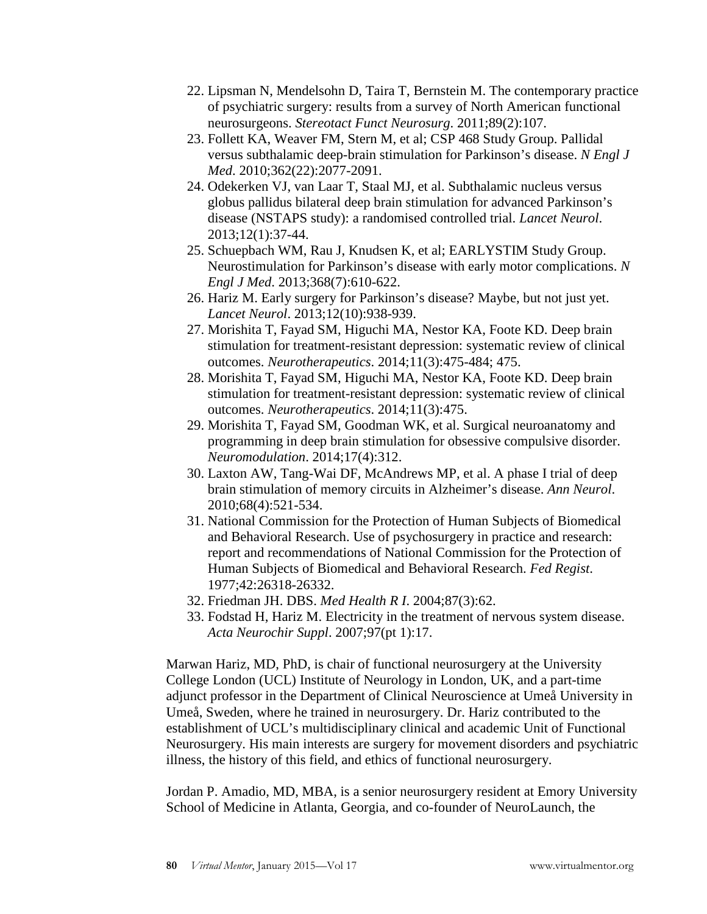22. Lipsman N, Mendelsohn D, Taira T, Bernstein M. The contemporary practice of psychiatric surgery: results from a survey of North American functional neurosurgeons. *Stereotact Funct Neurosurg*. 2011;89(2):107.
23. Follett KA, Weaver FM, Stern M, et al; CSP 468 Study Group. Pallidal versus subthalamic deep-brain stimulation for Parkinson's disease. *N Engl J Med*. 2010;362(22):2077-2091.
24. Odekerken VJ, van Laar T, Staal MJ, et al. Subthalamic nucleus versus globus pallidus bilateral deep brain stimulation for advanced Parkinson's disease (NSTAPS study): a randomised controlled trial. *Lancet Neurol*. 2013;12(1):37-44.
25. Schuepbach WM, Rau J, Knudsen K, et al; EARLYSTIM Study Group. Neurostimulation for Parkinson's disease with early motor complications. *N Engl J Med*. 2013;368(7):610-622.
26. Hariz M. Early surgery for Parkinson's disease? Maybe, but not just yet. *Lancet Neurol*. 2013;12(10):938-939.
27. Morishita T, Fayad SM, Higuchi MA, Nestor KA, Foote KD. Deep brain stimulation for treatment-resistant depression: systematic review of clinical outcomes. *Neurotherapeutics*. 2014;11(3):475-484; 475.
28. Morishita T, Fayad SM, Higuchi MA, Nestor KA, Foote KD. Deep brain stimulation for treatment-resistant depression: systematic review of clinical outcomes. *Neurotherapeutics*. 2014;11(3):475.
29. Morishita T, Fayad SM, Goodman WK, et al. Surgical neuroanatomy and programming in deep brain stimulation for obsessive compulsive disorder. *Neuromodulation*. 2014;17(4):312.
30. Laxton AW, Tang-Wai DF, McAndrews MP, et al. A phase I trial of deep brain stimulation of memory circuits in Alzheimer's disease. *Ann Neurol*. 2010;68(4):521-534.
31. National Commission for the Protection of Human Subjects of Biomedical and Behavioral Research. Use of psychosurgery in practice and research: report and recommendations of National Commission for the Protection of Human Subjects of Biomedical and Behavioral Research. *Fed Regist*. 1977;42:26318-26332.
32. Friedman JH. DBS. *Med Health R I*. 2004;87(3):62.
33. Fodstad H, Hariz M. Electricity in the treatment of nervous system disease. *Acta Neurochir Suppl*. 2007;97(pt 1):17.

Marwan Hariz, MD, PhD, is chair of functional neurosurgery at the University College London (UCL) Institute of Neurology in London, UK, and a part-time adjunct professor in the Department of Clinical Neuroscience at Umeå University in Umeå, Sweden, where he trained in neurosurgery. Dr. Hariz contributed to the establishment of UCL's multidisciplinary clinical and academic Unit of Functional Neurosurgery. His main interests are surgery for movement disorders and psychiatric illness, the history of this field, and ethics of functional neurosurgery.

Jordan P. Amadio, MD, MBA, is a senior neurosurgery resident at Emory University School of Medicine in Atlanta, Georgia, and co-founder of NeuroLaunch, the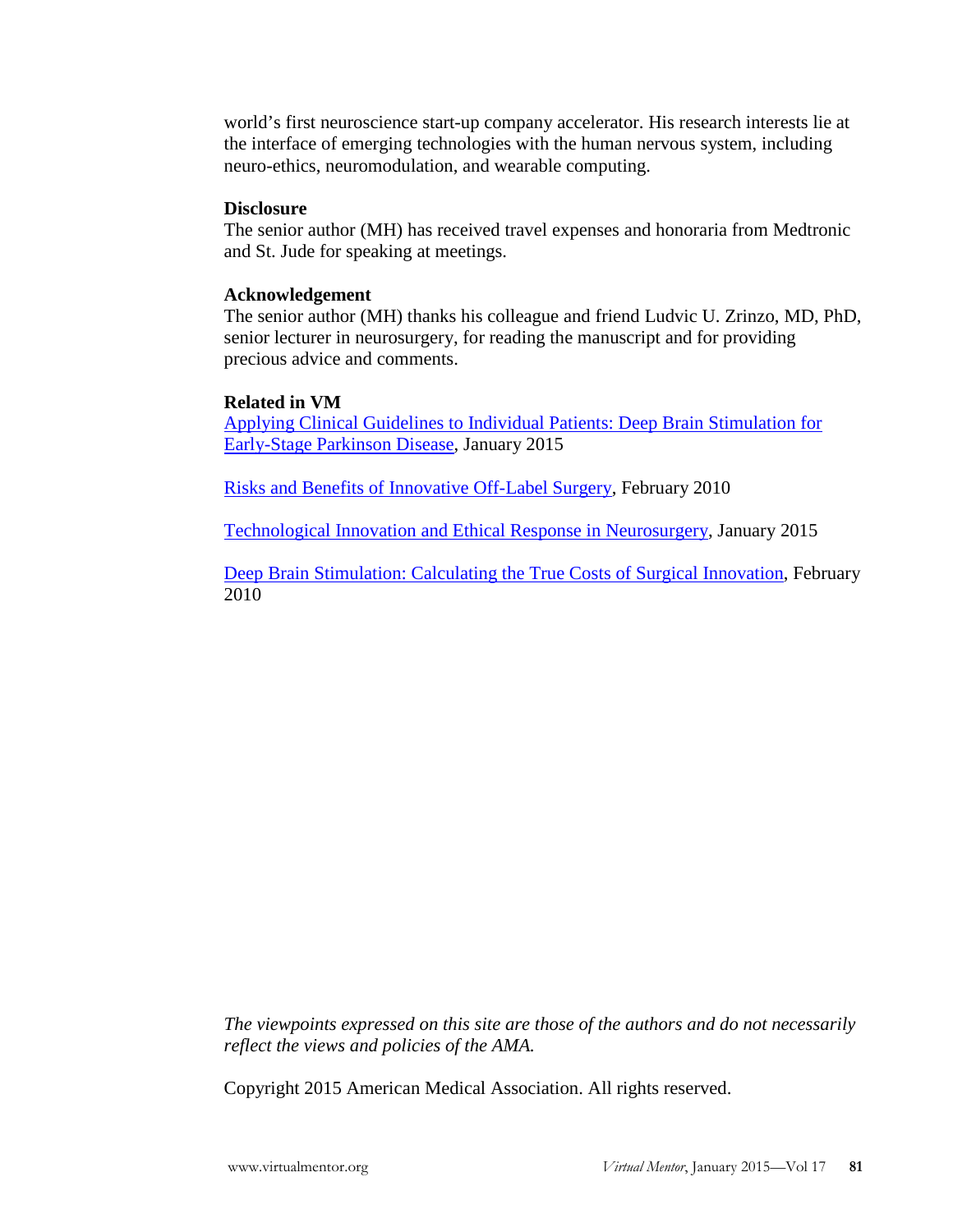world's first neuroscience start-up company accelerator. His research interests lie at the interface of emerging technologies with the human nervous system, including neuro-ethics, neuromodulation, and wearable computing.

**Disclosure**

The senior author (MH) has received travel expenses and honoraria from Medtronic and St. Jude for speaking at meetings.

**Acknowledgement**

The senior author (MH) thanks his colleague and friend Ludvic U. Zrinzo, MD, PhD, senior lecturer in neurosurgery, for reading the manuscript and for providing precious advice and comments.

**Related in VM**

Applying Clinical Guidelines to Individual Patients: Deep Brain Stimulation for Early-Stage Parkinson Disease, January 2015

Risks and Benefits of Innovative Off-Label Surgery, February 2010

Technological Innovation and Ethical Response in Neurosurgery, January 2015

Deep Brain Stimulation: Calculating the True Costs of Surgical Innovation, February 2010

*The viewpoints expressed on this site are those of the authors and do not necessarily reflect the views and policies of the AMA.*

Copyright 2015 American Medical Association. All rights reserved.